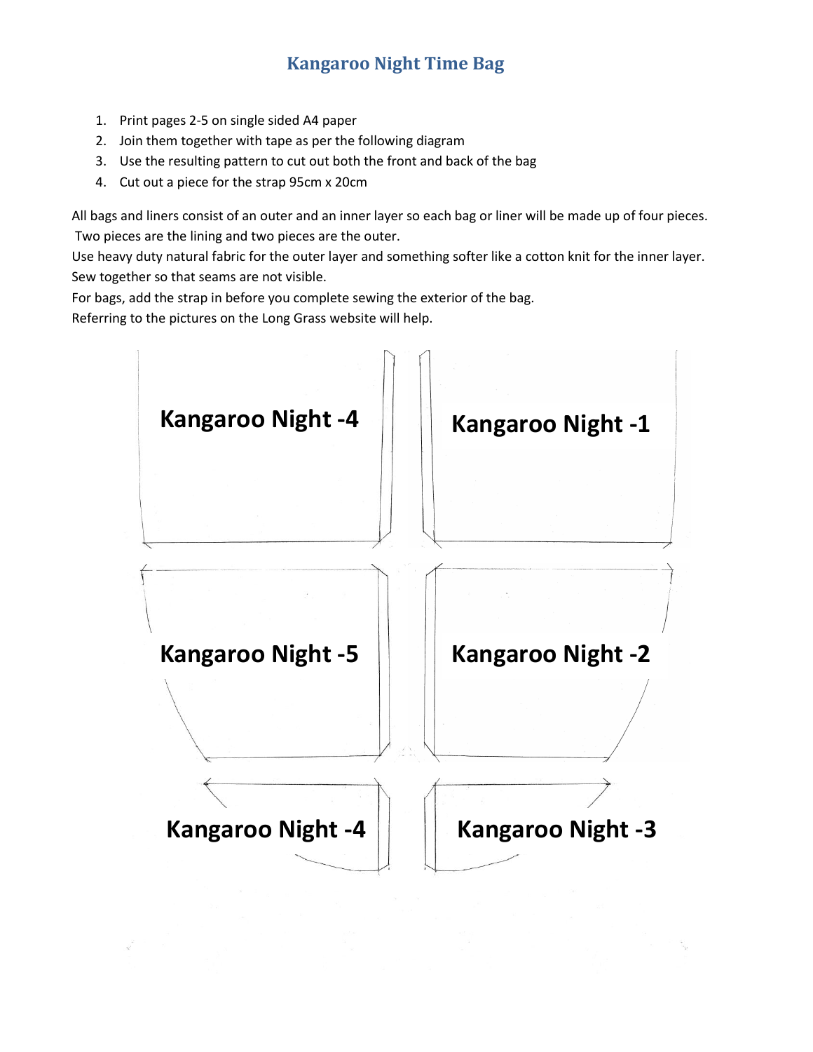# Kangaroo Night Time Bag

1. Print pages 2-5 on single sided A4 paper
2. Join them together with tape as per the following diagram
3. Use the resulting pattern to cut out both the front and back of the bag
4. Cut out a piece for the strap 95cm x 20cm

All bags and liners consist of an outer and an inner layer so each bag or liner will be made up of four pieces. Two pieces are the lining and two pieces are the outer.
Use heavy duty natural fabric for the outer layer and something softer like a cotton knit for the inner layer.
Sew together so that seams are not visible.
For bags, add the strap in before you complete sewing the exterior of the bag.
Referring to the pictures on the Long Grass website will help.

**Kangaroo Night -4** | **Kangaroo Night -1**

**Kangaroo Night -5** | **Kangaroo Night -2**

**Kangaroo Night -4** | **Kangaroo Night -3**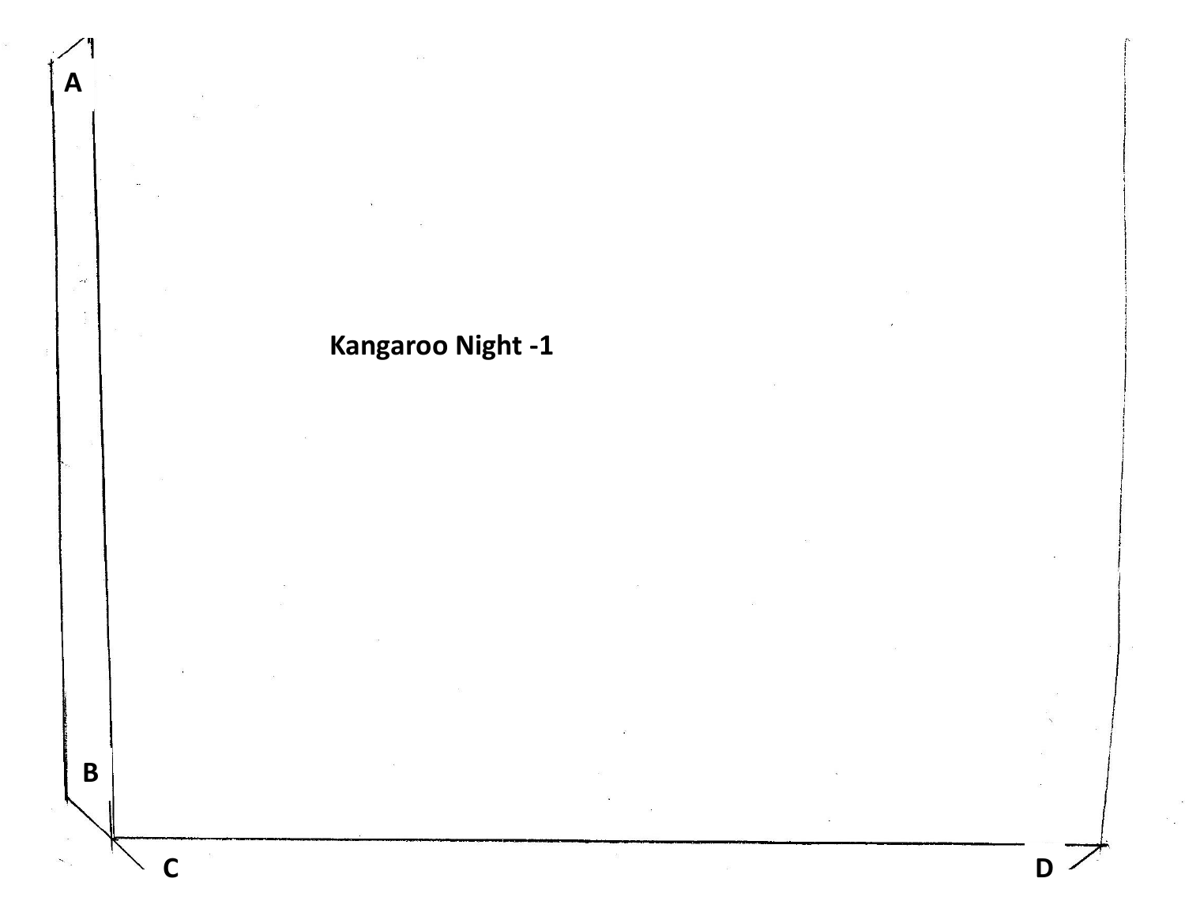A

Kangaroo Night -1

B

C

D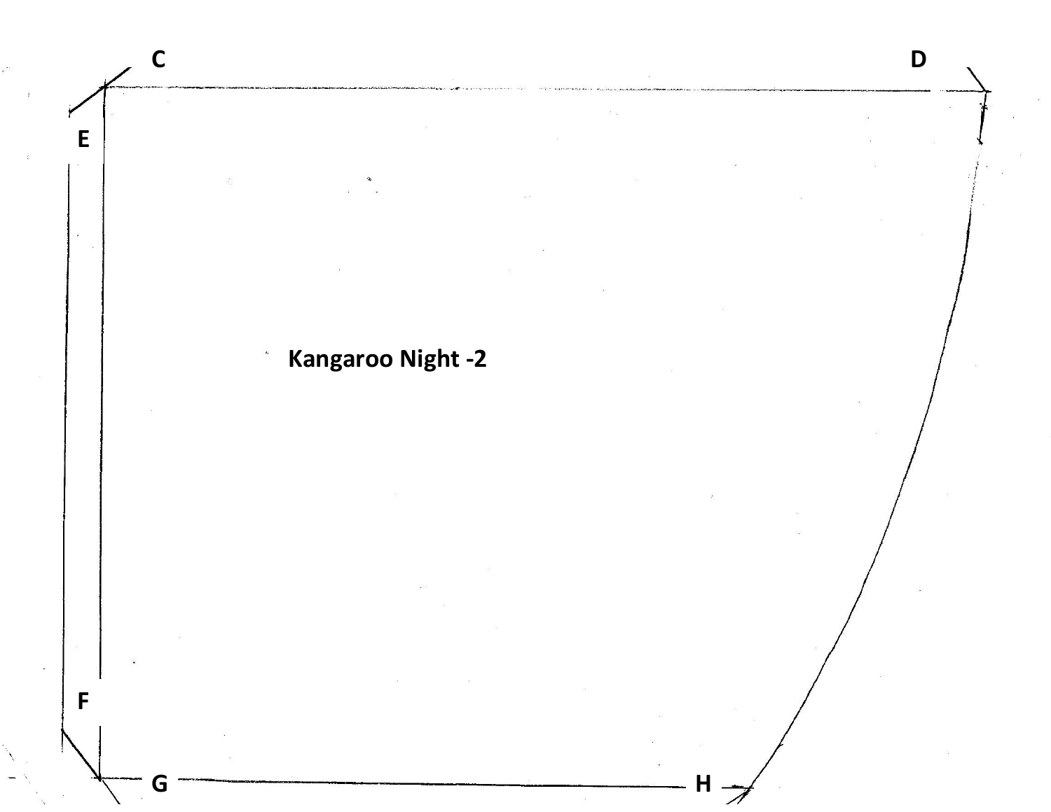C

D

E

Kangaroo Night -2

F

G

H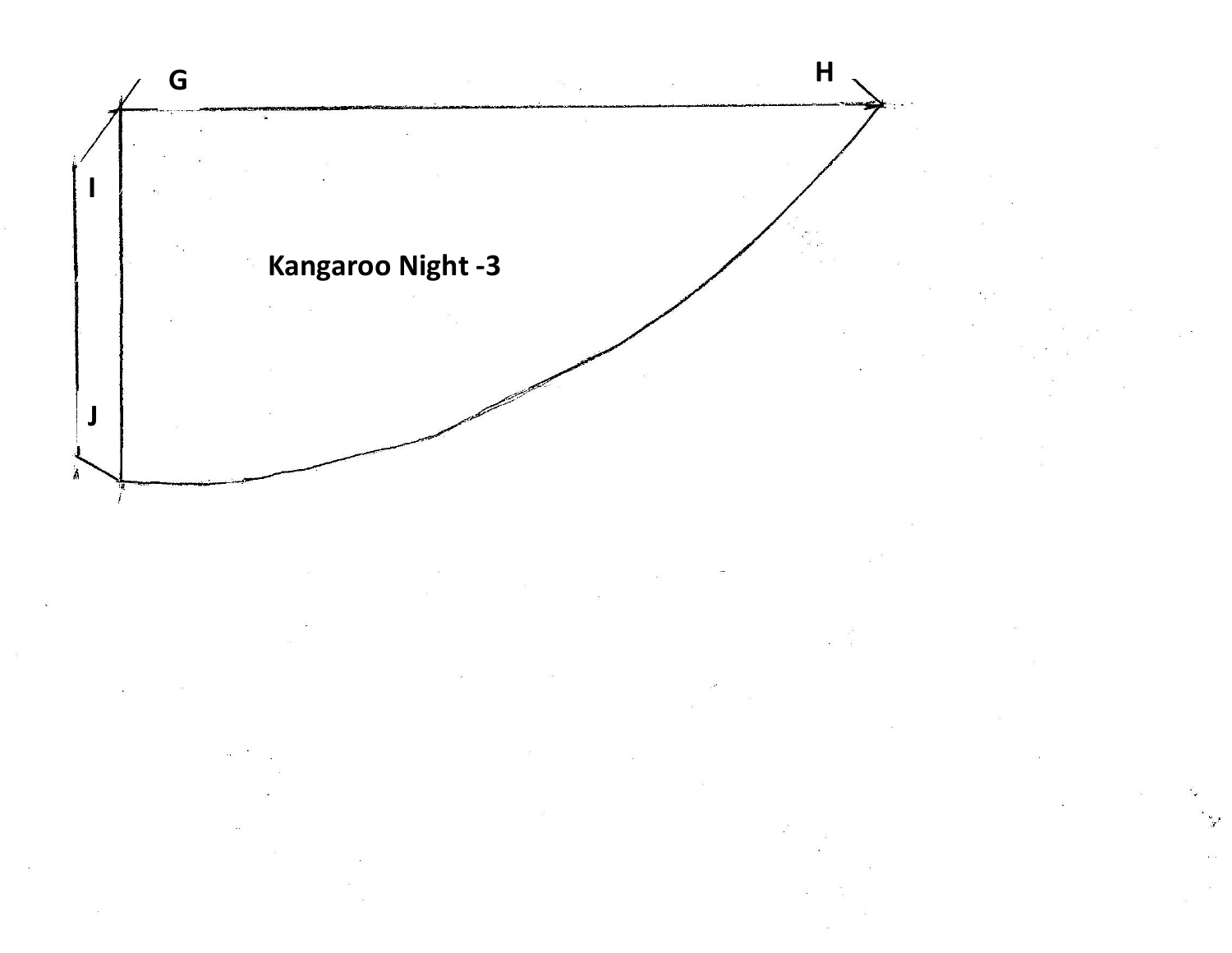G

H

I

J

Kangaroo Night -3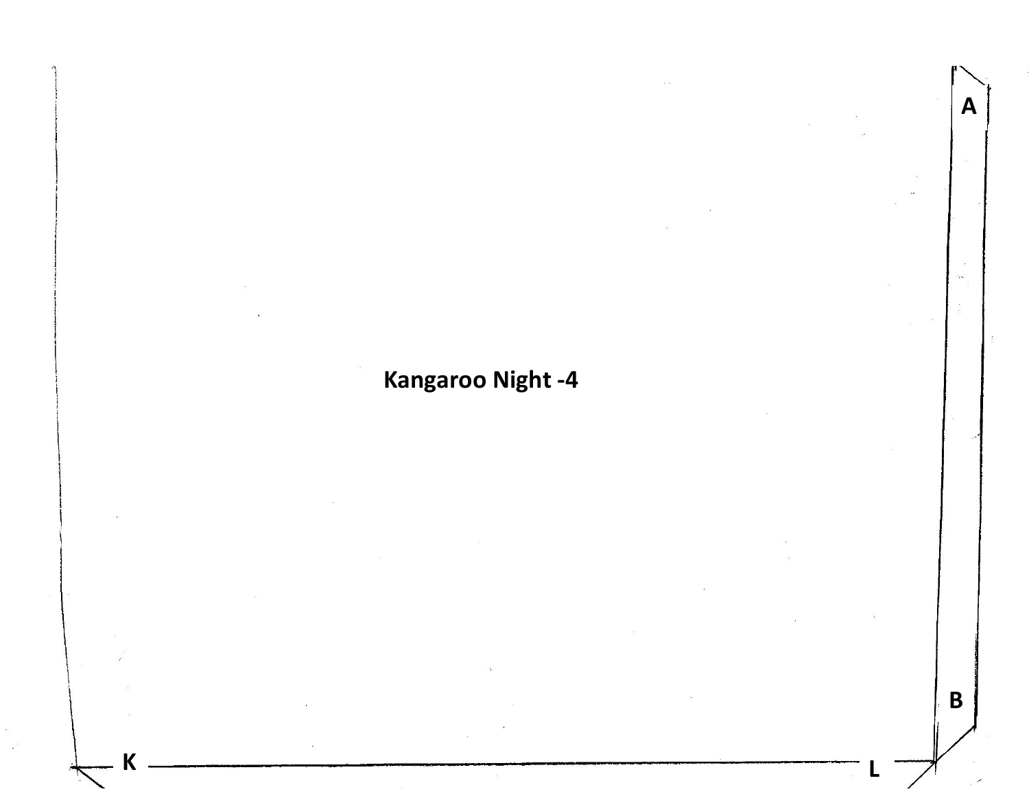A

Kangaroo Night -4

B

K

L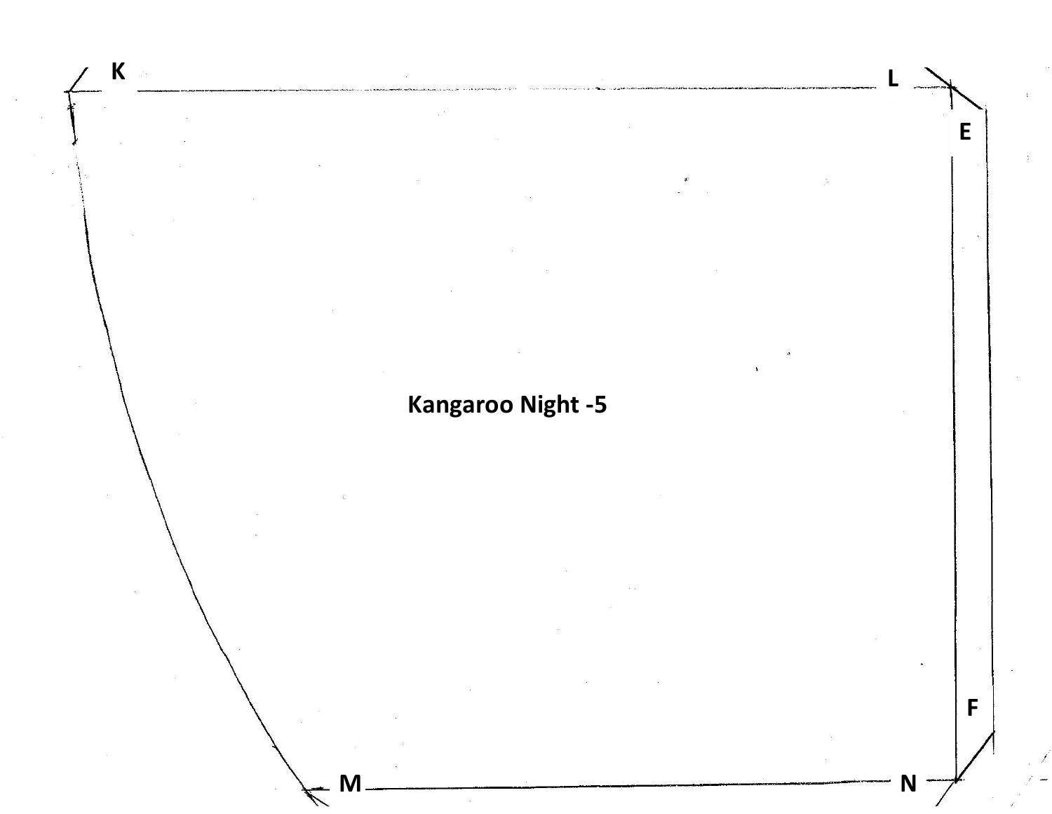K

L

E

Kangaroo Night -5

F

M

N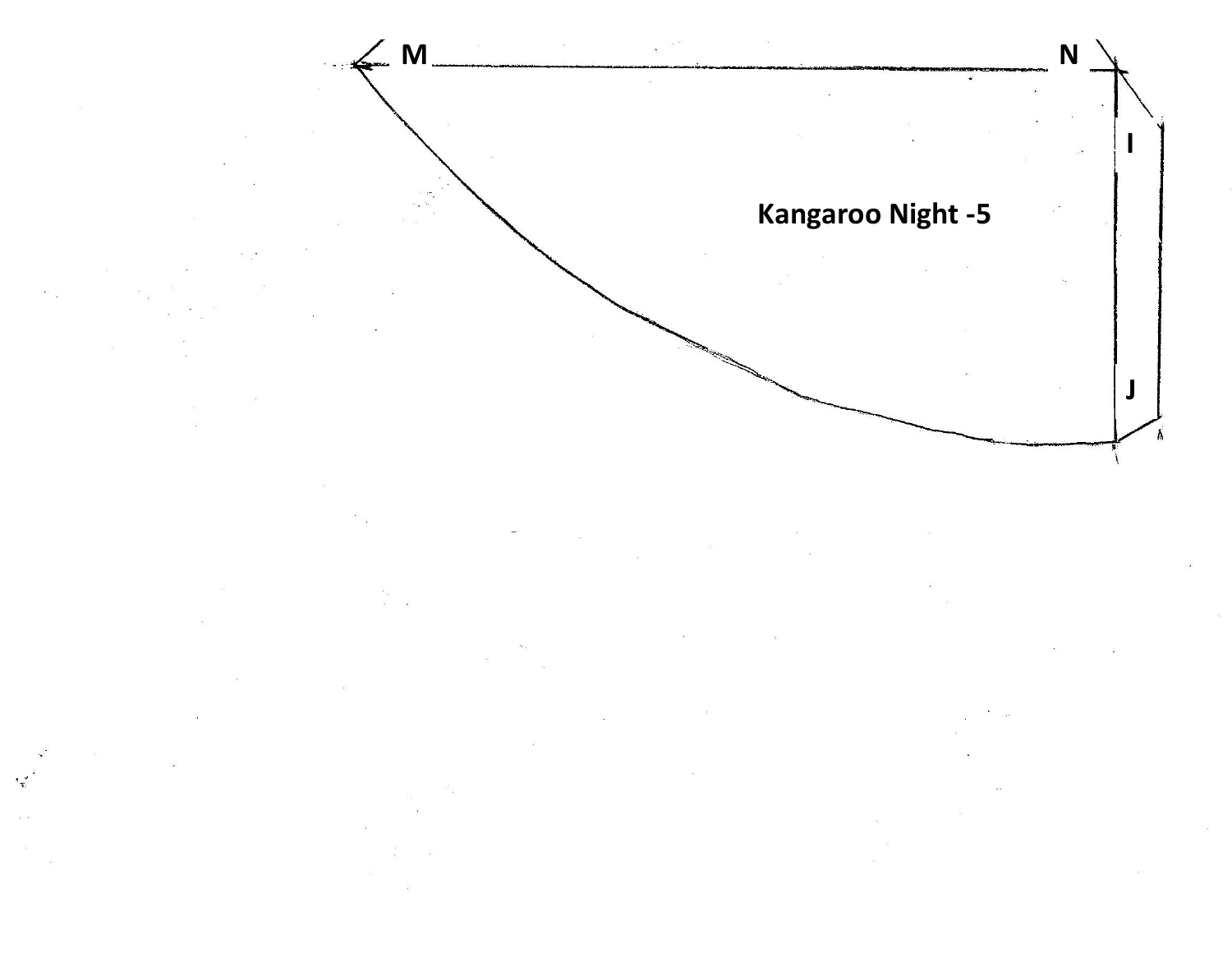M

N

I

Kangaroo Night -5

J